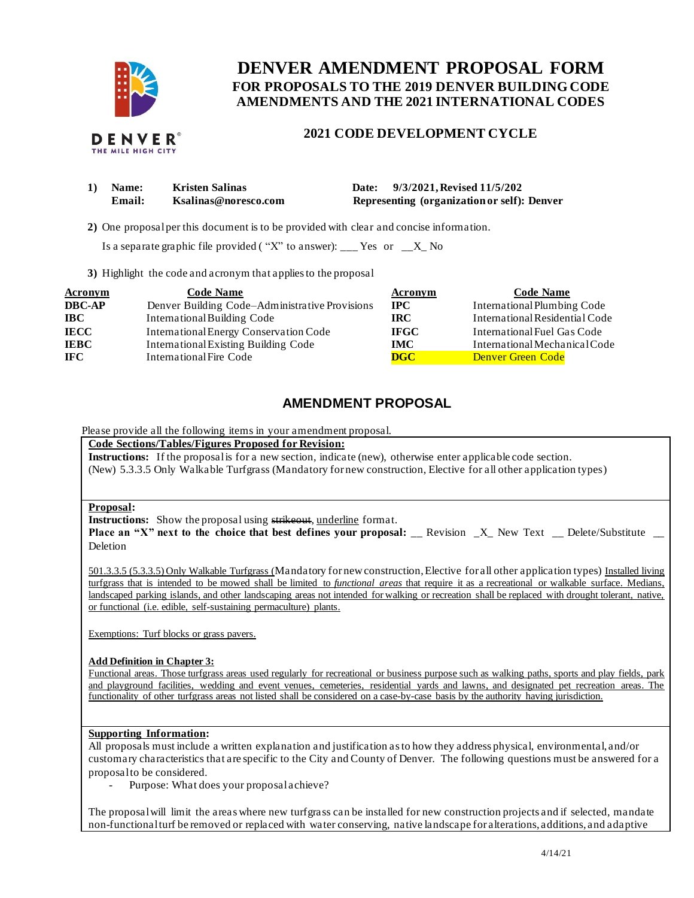# DENVER AMENDMENT PROPOSAL FORM

## FOR PROPOSALS TO THE 2019 DENVER BUILDING CODE AMENDMENTS AND THE 2021 INTERNATIONAL CODES

## 2021 CODE DEVELOPMENT CYCLE

**1) Name:** **Kristen Salinas** **Date: 9/3/2021, Revised 11/5/202**
**Email:** **Ksalinas@noresco.com** **Representing (organization or self): Denver**

**2)** One proposal per this document is to be provided with clear and concise information.

Is a separate graphic file provided ( "X" to answer): ___ Yes or __X_ No

**3)** Highlight the code and acronym that applies to the proposal

| Acronym | Code Name | Acronym | Code Name |
|---|---|---|---|
| **DBC-AP** | Denver Building Code–Administrative Provisions | **IPC** | International Plumbing Code |
| **IBC** | International Building Code | **IRC** | International Residential Code |
| **IECC** | International Energy Conservation Code | **IFGC** | International Fuel Gas Code |
| **IEBC** | International Existing Building Code | **IMC** | International Mechanical Code |
| **IFC** | International Fire Code | **DGC** | Denver Green Code |

## AMENDMENT PROPOSAL

Please provide all the following items in your amendment proposal.

**Code Sections/Tables/Figures Proposed for Revision:**

**Instructions:** If the proposal is for a new section, indicate (new), otherwise enter applicable code section.

(New) 5.3.3.5 Only Walkable Turfgrass (Mandatory for new construction, Elective for all other application types)

**Proposal:**

**Instructions:** Show the proposal using ~~strikeout~~, underline format.

**Place an "X" next to the choice that best defines your proposal:** __ Revision _X_ New Text __ Delete/Substitute __ Deletion

501.3.3.5 (5.3.3.5) Only Walkable Turfgrass (Mandatory for new construction, Elective for all other application types) Installed living turfgrass that is intended to be mowed shall be limited to *functional areas* that require it as a recreational or walkable surface. Medians, landscaped parking islands, and other landscaping areas not intended for walking or recreation shall be replaced with drought tolerant, native, or functional (i.e. edible, self-sustaining permaculture) plants.

Exemptions: Turf blocks or grass pavers.

**Add Definition in Chapter 3:**

Functional areas. Those turfgrass areas used regularly for recreational or business purpose such as walking paths, sports and play fields, park and playground facilities, wedding and event venues, cemeteries, residential yards and lawns, and designated pet recreation areas. The functionality of other turfgrass areas not listed shall be considered on a case-by-case basis by the authority having jurisdiction.

**Supporting Information:**

All proposals must include a written explanation and justification as to how they address physical, environmental, and/or customary characteristics that are specific to the City and County of Denver. The following questions must be answered for a proposal to be considered.

- Purpose: What does your proposal achieve?

The proposal will limit the areas where new turfgrass can be installed for new construction projects and if selected, mandate non-functional turf be removed or replaced with water conserving, native landscape for alterations, additions, and adaptive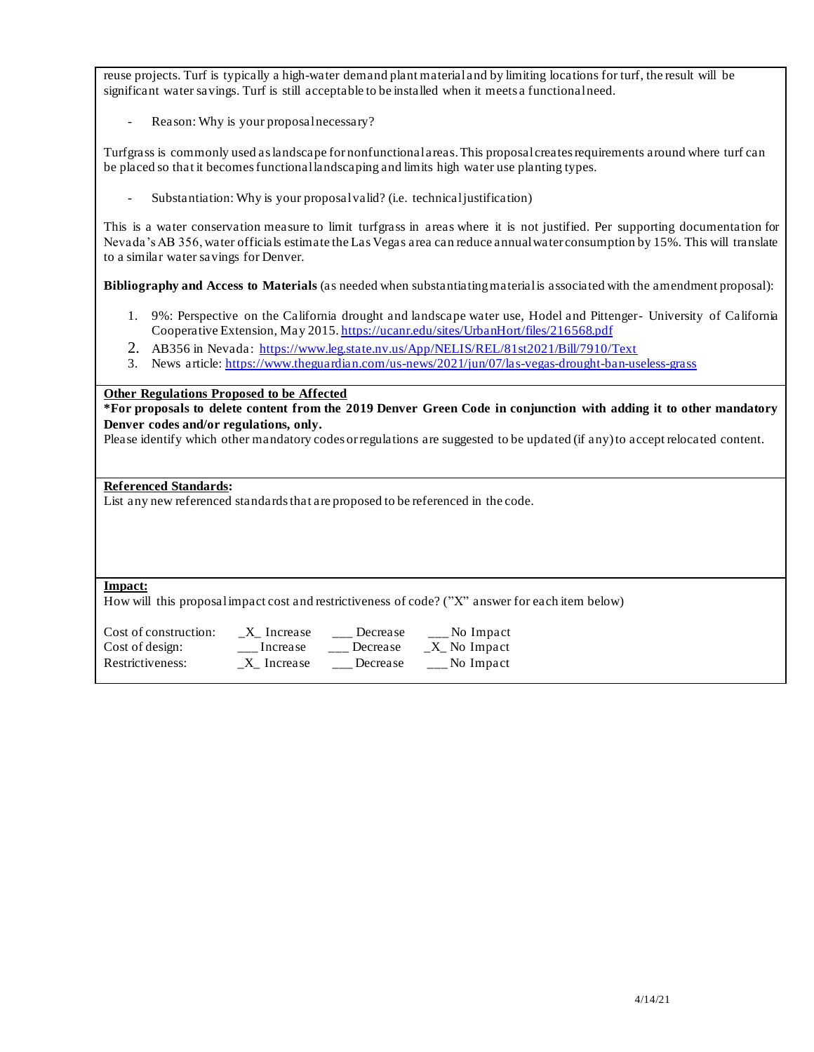reuse projects. Turf is typically a high-water demand plant material and by limiting locations for turf, the result will be significant water savings. Turf is still acceptable to be installed when it meets a functional need.

- Reason: Why is your proposal necessary?

Turfgrass is commonly used as landscape for nonfunctional areas. This proposal creates requirements around where turf can be placed so that it becomes functional landscaping and limits high water use planting types.

- Substantiation: Why is your proposal valid? (i.e. technical justification)

This is a water conservation measure to limit turfgrass in areas where it is not justified. Per supporting documentation for Nevada's AB 356, water officials estimate the Las Vegas area can reduce annual water consumption by 15%. This will translate to a similar water savings for Denver.

**Bibliography and Access to Materials** (as needed when substantiating material is associated with the amendment proposal):

1. 9%: Perspective on the California drought and landscape water use, Hodel and Pittenger- University of California Cooperative Extension, May 2015. https://ucanr.edu/sites/UrbanHort/files/216568.pdf
2. AB356 in Nevada: https://www.leg.state.nv.us/App/NELIS/REL/81st2021/Bill/7910/Text
3. News article: https://www.theguardian.com/us-news/2021/jun/07/las-vegas-drought-ban-useless-grass

**Other Regulations Proposed to be Affected**

**\*For proposals to delete content from the 2019 Denver Green Code in conjunction with adding it to other mandatory Denver codes and/or regulations, only.**

Please identify which other mandatory codes or regulations are suggested to be updated (if any) to accept relocated content.

**Referenced Standards:**

List any new referenced standards that are proposed to be referenced in the code.

**Impact:**

How will this proposal impact cost and restrictiveness of code? ("X" answer for each item below)

| | | | |
|---|---|---|---|
| Cost of construction: | \_X\_ Increase | \_\_\_ Decrease | \_\_\_ No Impact |
| Cost of design: | \_\_\_ Increase | \_\_\_ Decrease | \_X\_ No Impact |
| Restrictiveness: | \_X\_ Increase | \_\_\_ Decrease | \_\_\_ No Impact |

4/14/21